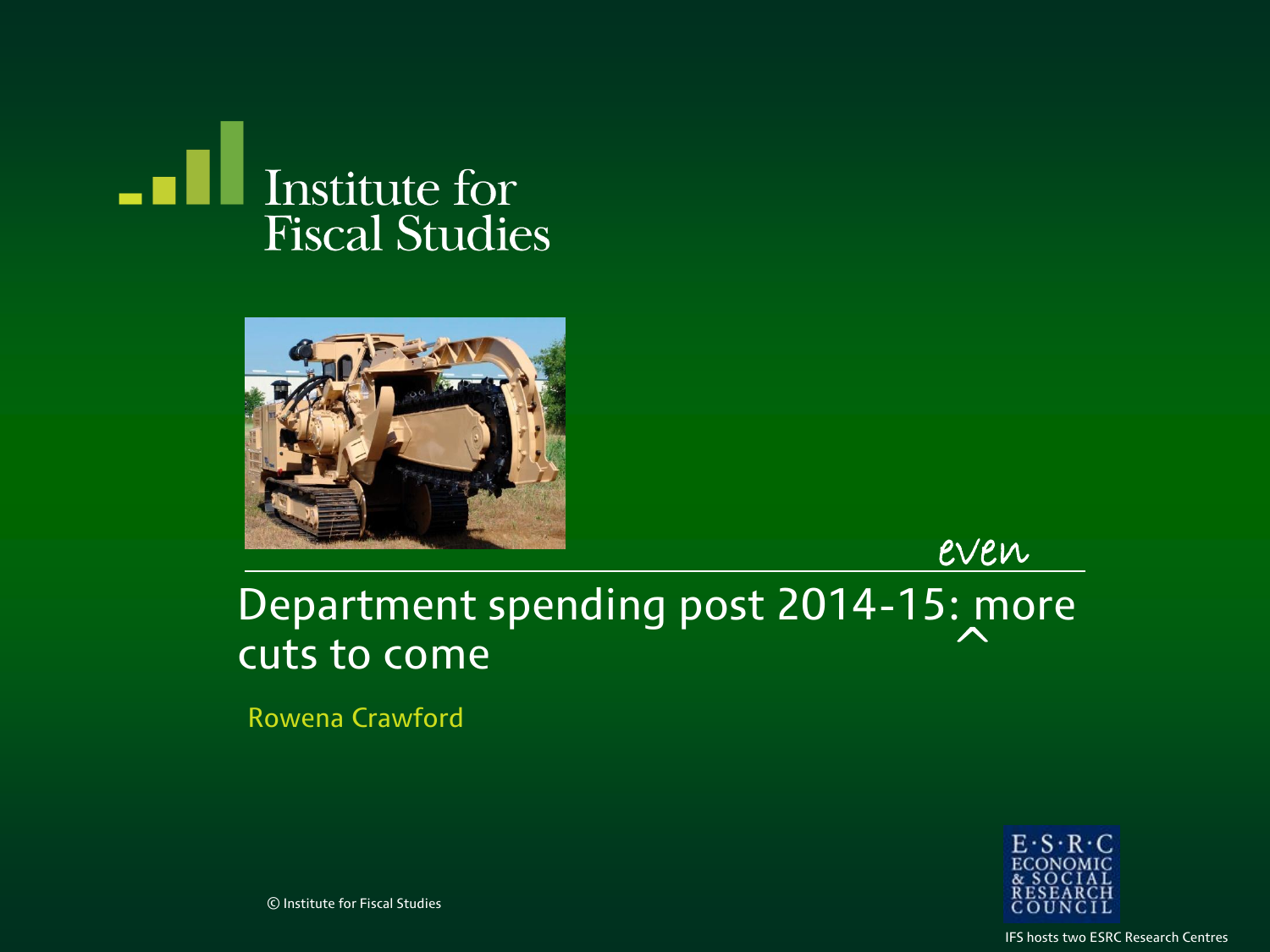Institute for Fiscal Studies

# Department spending post 2014-15: even more cuts to come

Rowena Crawford

© Institute for Fiscal Studies

E·S·R·C ECONOMIC & SOCIAL RESEARCH COUNCIL

IFS hosts two ESRC Research Centres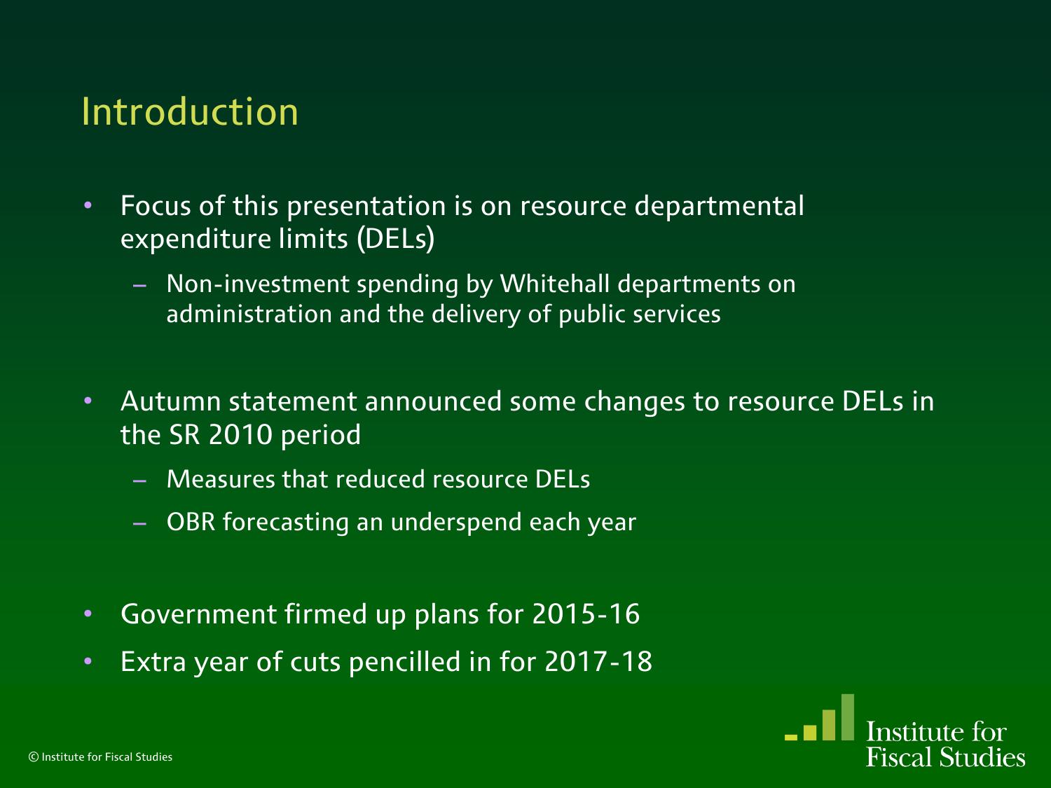# Introduction

- Focus of this presentation is on resource departmental expenditure limits (DELs)
  - Non-investment spending by Whitehall departments on administration and the delivery of public services
- Autumn statement announced some changes to resource DELs in the SR 2010 period
  - Measures that reduced resource DELs
  - OBR forecasting an underspend each year
- Government firmed up plans for 2015-16
- Extra year of cuts pencilled in for 2017-18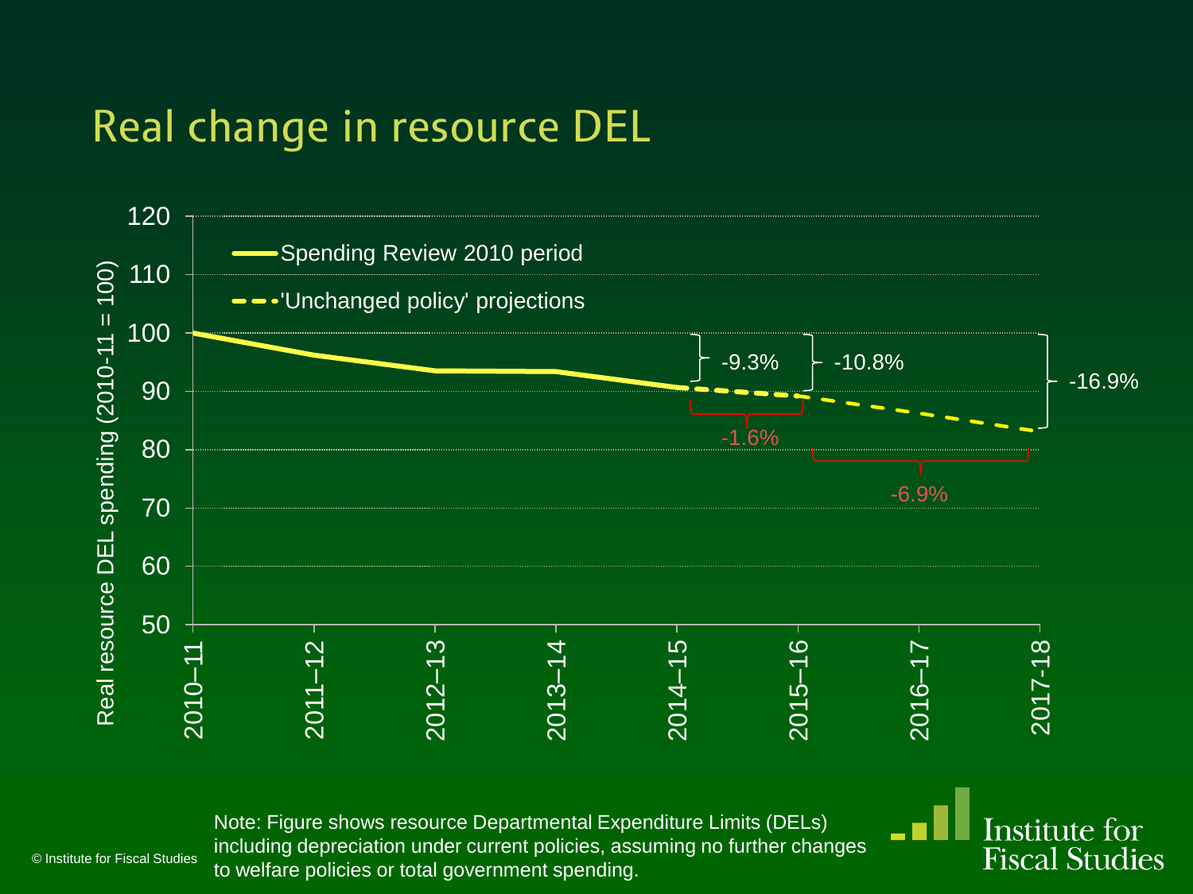# Real change in resource DEL

| Year | Series |
|---|---|
| 2010–11 | Spending Review 2010 period |
| 2011–12 | Spending Review 2010 period |
| 2012–13 | Spending Review 2010 period |
| 2013–14 | Spending Review 2010 period |
| 2014–15 | Spending Review 2010 period / 'Unchanged policy' projections |
| 2015–16 | 'Unchanged policy' projections |
| 2016–17 | 'Unchanged policy' projections |
| 2017-18 | 'Unchanged policy' projections |

Y-axis: Real resource DEL spending (2010-11 = 100)

Annotations: -9.3% (2010–11 to 2014–15), -10.8% (2010–11 to 2015–16), -16.9% (2010–11 to 2017-18), -1.6% (2014–15 to 2015–16), -6.9% (2015–16 to 2017-18)

Note: Figure shows resource Departmental Expenditure Limits (DELs) including depreciation under current policies, assuming no further changes to welfare policies or total government spending.

© Institute for Fiscal Studies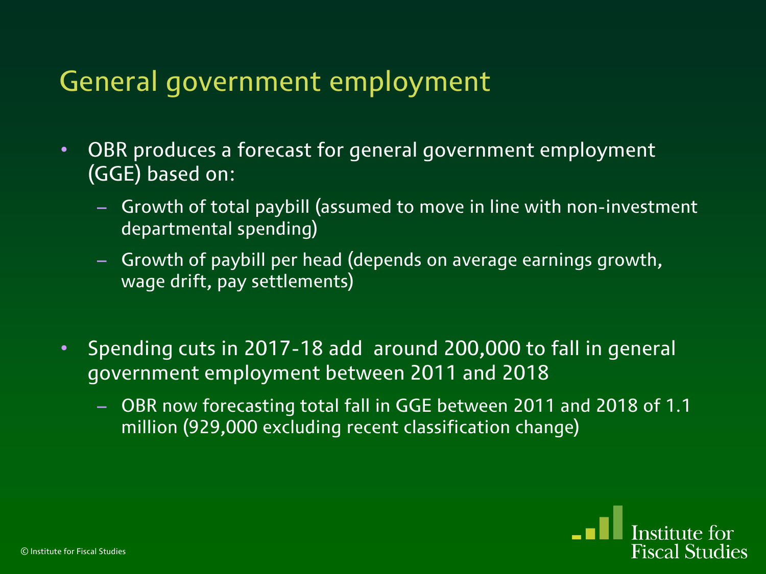# General government employment

- OBR produces a forecast for general government employment (GGE) based on:
  - Growth of total paybill (assumed to move in line with non-investment departmental spending)
  - Growth of paybill per head (depends on average earnings growth, wage drift, pay settlements)

- Spending cuts in 2017-18 add around 200,000 to fall in general government employment between 2011 and 2018
  - OBR now forecasting total fall in GGE between 2011 and 2018 of 1.1 million (929,000 excluding recent classification change)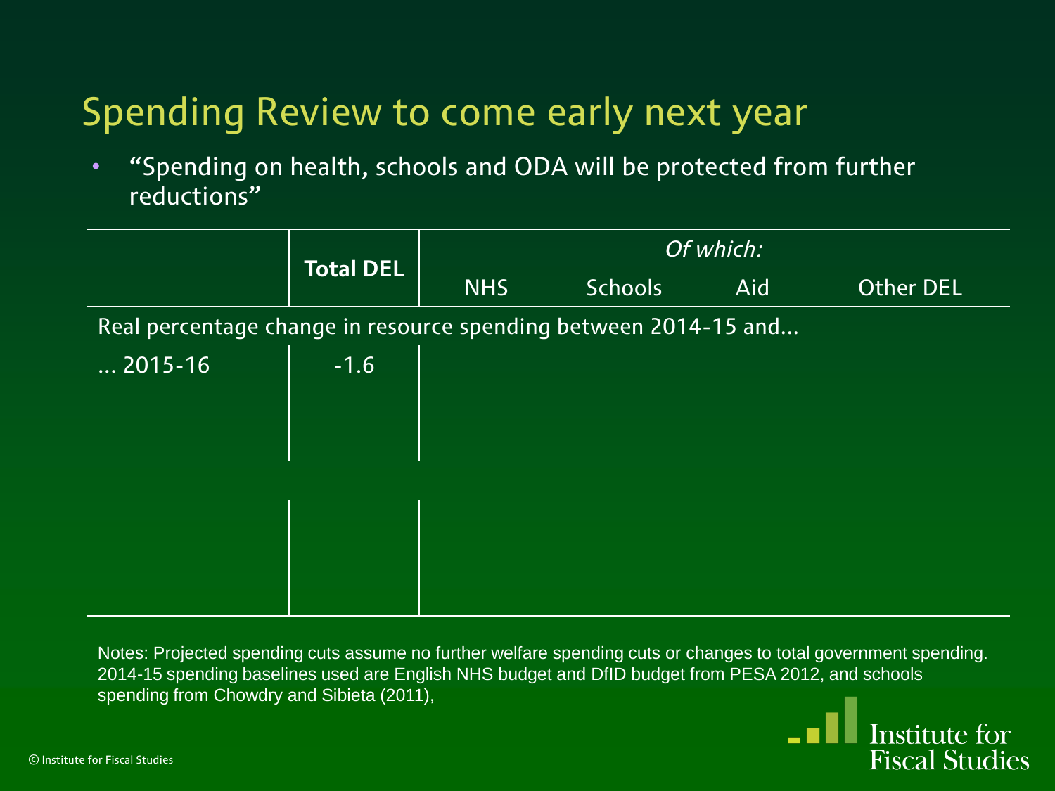# Spending Review to come early next year

- "Spending on health, schools and ODA will be protected from further reductions"

| | Total DEL | *Of which:* | | | |
|---|---|---|---|---|---|
| | | NHS | Schools | Aid | Other DEL |
| Real percentage change in resource spending between 2014-15 and… | | | | | |
| … 2015-16 | -1.6 | | | | |

Notes: Projected spending cuts assume no further welfare spending cuts or changes to total government spending. 2014-15 spending baselines used are English NHS budget and DfID budget from PESA 2012, and schools spending from Chowdry and Sibieta (2011),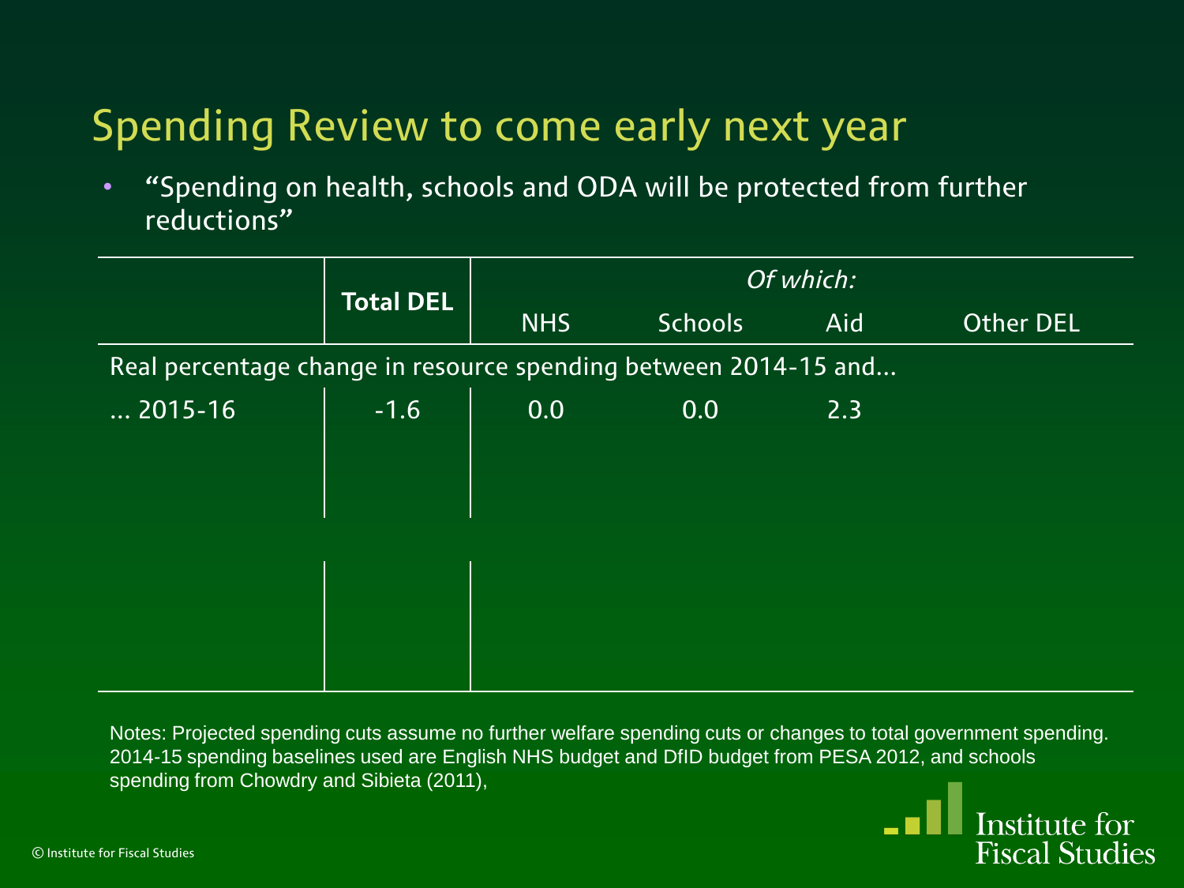# Spending Review to come early next year

- "Spending on health, schools and ODA will be protected from further reductions"

| | Total DEL | *Of which:* | | | |
|---|---|---|---|---|---|
| | | NHS | Schools | Aid | Other DEL |
| Real percentage change in resource spending between 2014-15 and... | | | | | |
| ... 2015-16 | -1.6 | 0.0 | 0.0 | 2.3 | |

Notes: Projected spending cuts assume no further welfare spending cuts or changes to total government spending. 2014-15 spending baselines used are English NHS budget and DfID budget from PESA 2012, and schools spending from Chowdry and Sibieta (2011),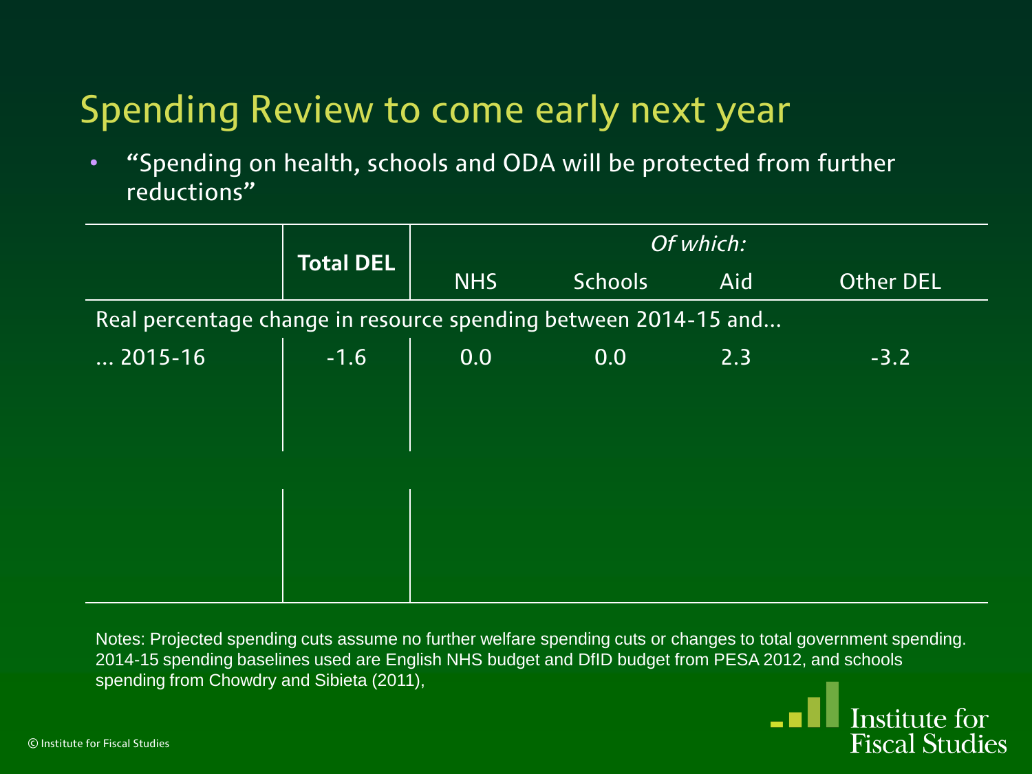# Spending Review to come early next year

- "Spending on health, schools and ODA will be protected from further reductions"

| | Total DEL | *Of which:* | | | |
|---|---|---|---|---|---|
| | | NHS | Schools | Aid | Other DEL |
| Real percentage change in resource spending between 2014-15 and... | | | | | |
| ... 2015-16 | -1.6 | 0.0 | 0.0 | 2.3 | -3.2 |

Notes: Projected spending cuts assume no further welfare spending cuts or changes to total government spending. 2014-15 spending baselines used are English NHS budget and DfID budget from PESA 2012, and schools spending from Chowdry and Sibieta (2011),

© Institute for Fiscal Studies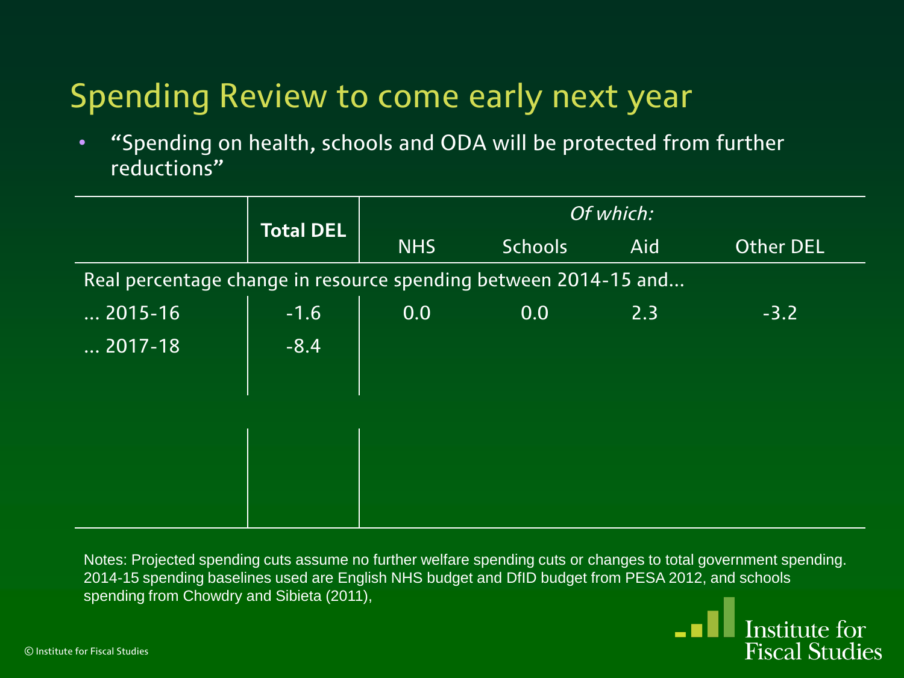# Spending Review to come early next year

- "Spending on health, schools and ODA will be protected from further reductions"

| | Total DEL | *Of which:* | | | |
|---|---|---|---|---|---|
| | | NHS | Schools | Aid | Other DEL |
| Real percentage change in resource spending between 2014-15 and... | | | | | |
| ... 2015-16 | -1.6 | 0.0 | 0.0 | 2.3 | -3.2 |
| ... 2017-18 | -8.4 | | | | |

Notes: Projected spending cuts assume no further welfare spending cuts or changes to total government spending. 2014-15 spending baselines used are English NHS budget and DfID budget from PESA 2012, and schools spending from Chowdry and Sibieta (2011),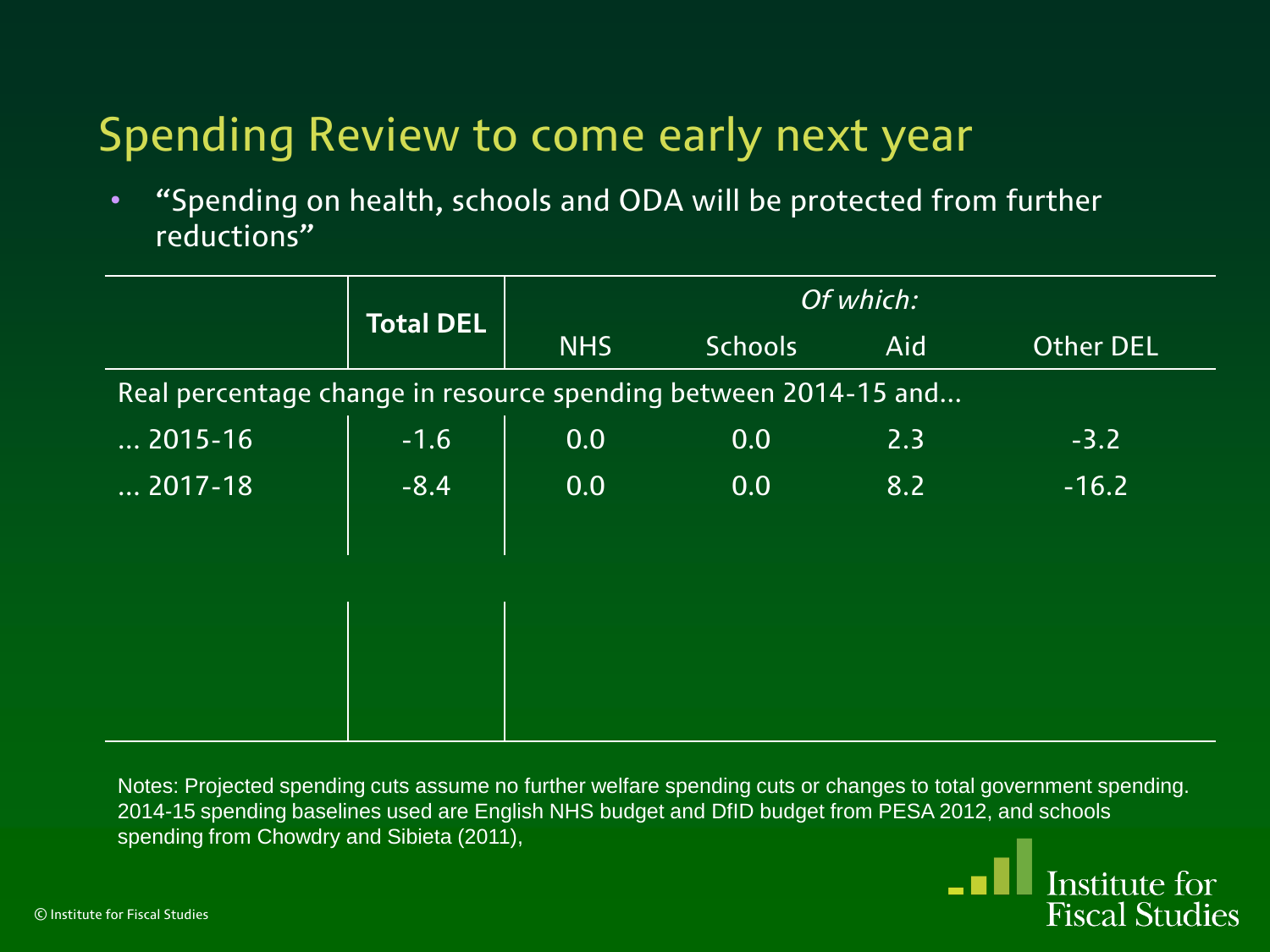# Spending Review to come early next year

- "Spending on health, schools and ODA will be protected from further reductions"

| | **Total DEL** | *Of which:* | | | |
|---|---|---|---|---|---|
| | | NHS | Schools | Aid | Other DEL |
| Real percentage change in resource spending between 2014-15 and… | | | | | |
| … 2015-16 | -1.6 | 0.0 | 0.0 | 2.3 | -3.2 |
| … 2017-18 | -8.4 | 0.0 | 0.0 | 8.2 | -16.2 |

Notes: Projected spending cuts assume no further welfare spending cuts or changes to total government spending. 2014-15 spending baselines used are English NHS budget and DfID budget from PESA 2012, and schools spending from Chowdry and Sibieta (2011),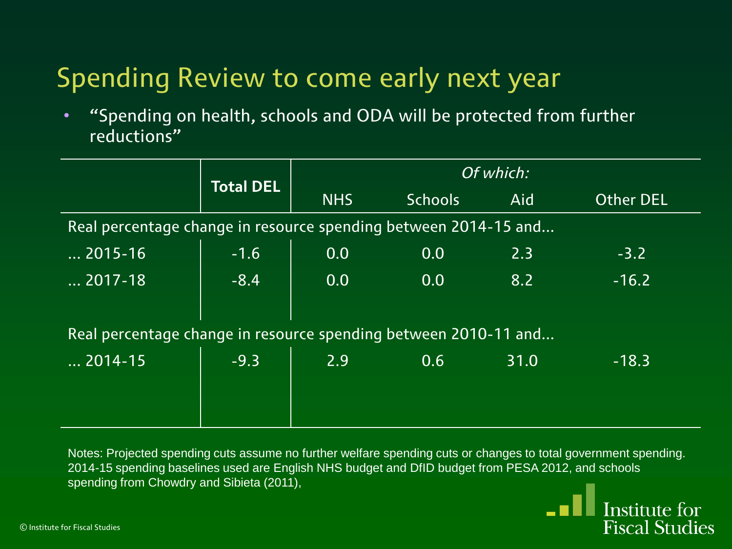# Spending Review to come early next year

- "Spending on health, schools and ODA will be protected from further reductions"

| | Total DEL | *Of which:* | | | |
|---|---|---|---|---|---|
| | | NHS | Schools | Aid | Other DEL |
| Real percentage change in resource spending between 2014-15 and... | | | | | |
| ... 2015-16 | -1.6 | 0.0 | 0.0 | 2.3 | -3.2 |
| ... 2017-18 | -8.4 | 0.0 | 0.0 | 8.2 | -16.2 |
| Real percentage change in resource spending between 2010-11 and... | | | | | |
| ... 2014-15 | -9.3 | 2.9 | 0.6 | 31.0 | -18.3 |

Notes: Projected spending cuts assume no further welfare spending cuts or changes to total government spending. 2014-15 spending baselines used are English NHS budget and DfID budget from PESA 2012, and schools spending from Chowdry and Sibieta (2011),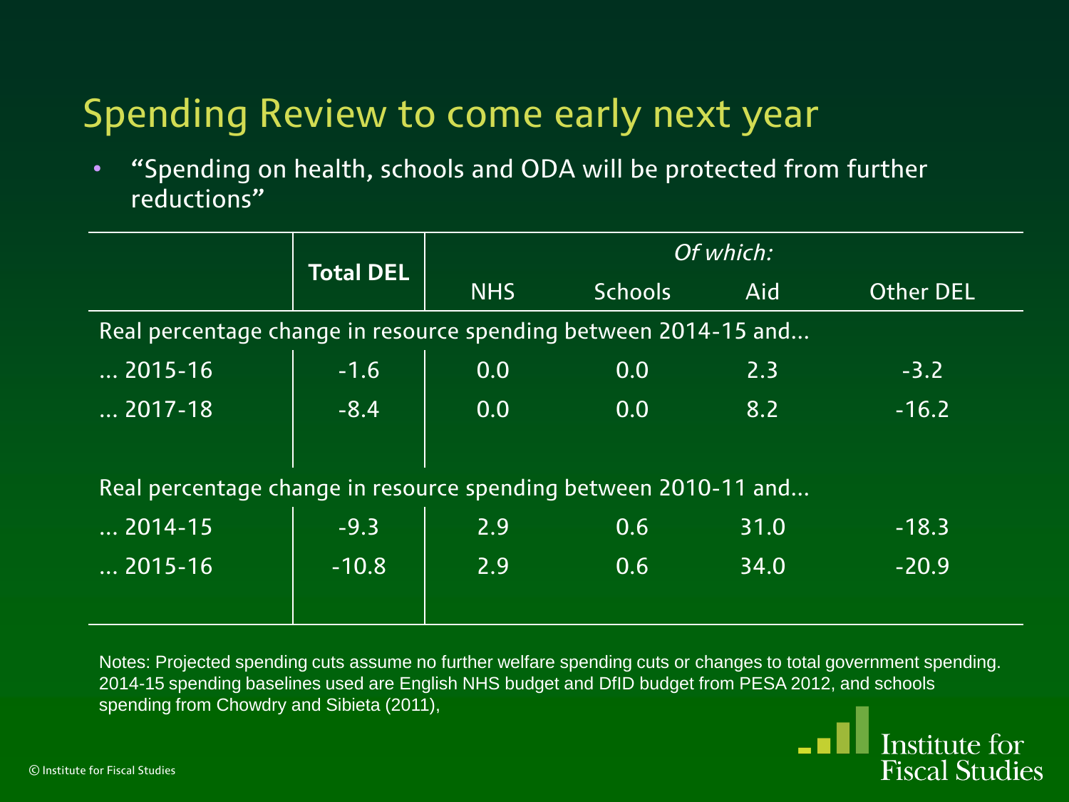# Spending Review to come early next year

- "Spending on health, schools and ODA will be protected from further reductions"

| | Total DEL | *Of which:* | | | |
|---|---|---|---|---|---|
| | | NHS | Schools | Aid | Other DEL |
| Real percentage change in resource spending between 2014-15 and... | | | | | |
| ... 2015-16 | -1.6 | 0.0 | 0.0 | 2.3 | -3.2 |
| ... 2017-18 | -8.4 | 0.0 | 0.0 | 8.2 | -16.2 |
| Real percentage change in resource spending between 2010-11 and... | | | | | |
| ... 2014-15 | -9.3 | 2.9 | 0.6 | 31.0 | -18.3 |
| ... 2015-16 | -10.8 | 2.9 | 0.6 | 34.0 | -20.9 |

Notes: Projected spending cuts assume no further welfare spending cuts or changes to total government spending. 2014-15 spending baselines used are English NHS budget and DfID budget from PESA 2012, and schools spending from Chowdry and Sibieta (2011),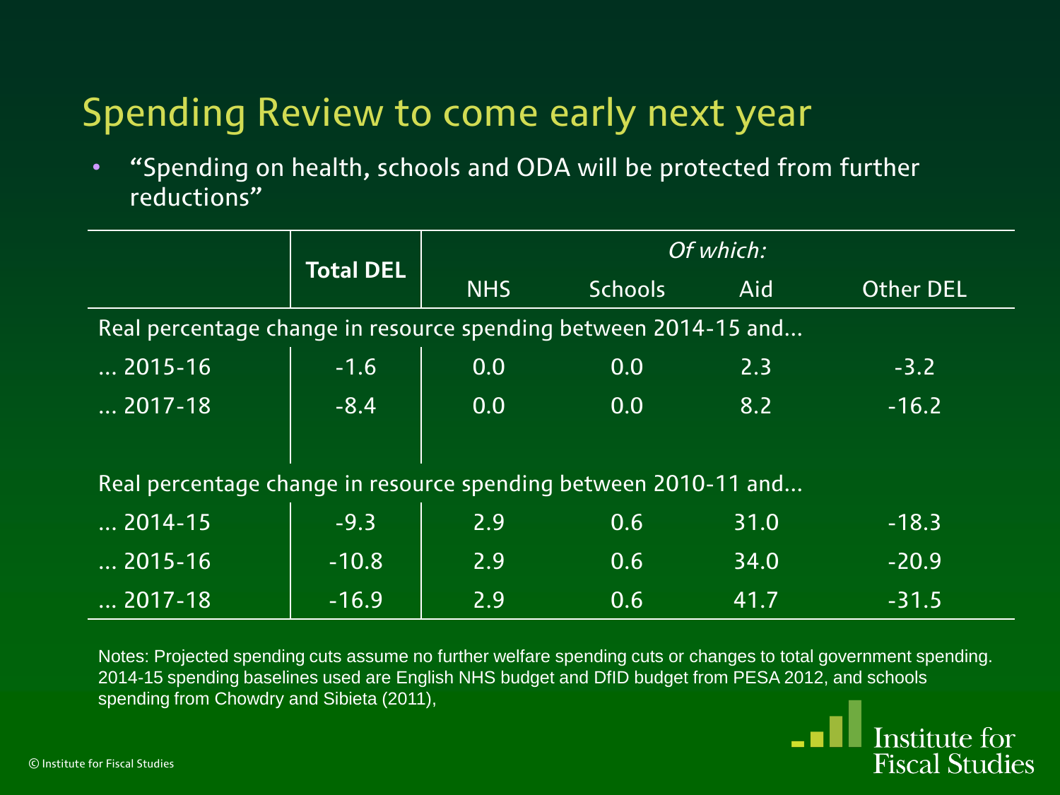# Spending Review to come early next year

- "Spending on health, schools and ODA will be protected from further reductions"

| | Total DEL | *Of which:* | | | |
|---|---|---|---|---|---|
| | | NHS | Schools | Aid | Other DEL |
| Real percentage change in resource spending between 2014-15 and… | | | | | |
| … 2015-16 | -1.6 | 0.0 | 0.0 | 2.3 | -3.2 |
| … 2017-18 | -8.4 | 0.0 | 0.0 | 8.2 | -16.2 |
| Real percentage change in resource spending between 2010-11 and… | | | | | |
| … 2014-15 | -9.3 | 2.9 | 0.6 | 31.0 | -18.3 |
| … 2015-16 | -10.8 | 2.9 | 0.6 | 34.0 | -20.9 |
| … 2017-18 | -16.9 | 2.9 | 0.6 | 41.7 | -31.5 |

Notes: Projected spending cuts assume no further welfare spending cuts or changes to total government spending. 2014-15 spending baselines used are English NHS budget and DfID budget from PESA 2012, and schools spending from Chowdry and Sibieta (2011),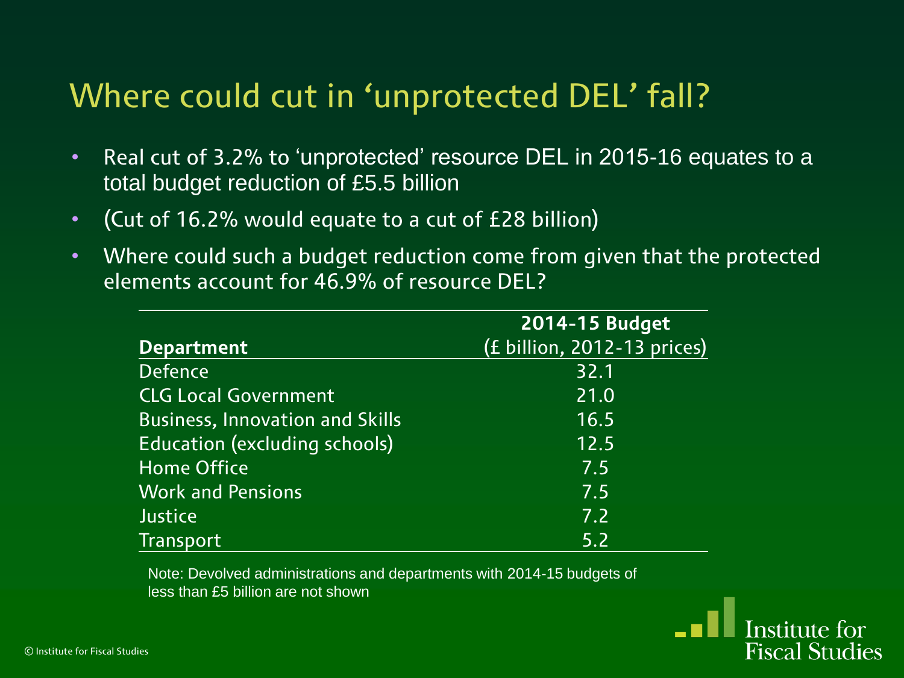# Where could cut in 'unprotected DEL' fall?

- Real cut of 3.2% to 'unprotected' resource DEL in 2015-16 equates to a total budget reduction of £5.5 billion
- (Cut of 16.2% would equate to a cut of £28 billion)
- Where could such a budget reduction come from given that the protected elements account for 46.9% of resource DEL?

| Department | 2014-15 Budget (£ billion, 2012-13 prices) |
|---|---|
| Defence | 32.1 |
| CLG Local Government | 21.0 |
| Business, Innovation and Skills | 16.5 |
| Education (excluding schools) | 12.5 |
| Home Office | 7.5 |
| Work and Pensions | 7.5 |
| Justice | 7.2 |
| Transport | 5.2 |

Note: Devolved administrations and departments with 2014-15 budgets of less than £5 billion are not shown

© Institute for Fiscal Studies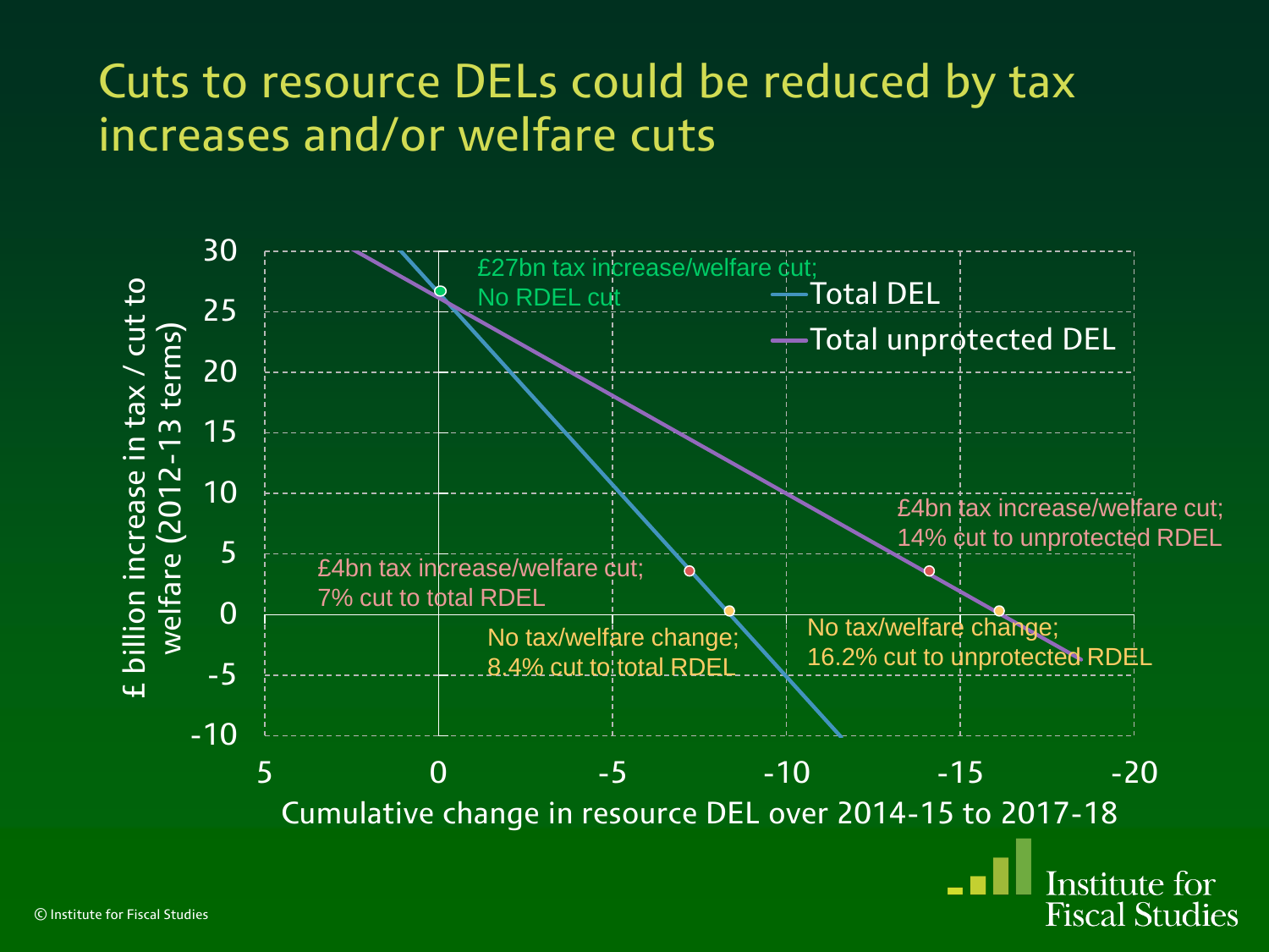# Cuts to resource DELs could be reduced by tax increases and/or welfare cuts

£ billion increase in tax / cut to welfare (2012-13 terms)

30
25
20
15
10
5
0
-5
-10

5 0 -5 -10 -15 -20

Cumulative change in resource DEL over 2014-15 to 2017-18

Total DEL

Total unprotected DEL

£27bn tax increase/welfare cut;
No RDEL cut

£4bn tax increase/welfare cut;
7% cut to total RDEL

No tax/welfare change;
8.4% cut to total RDEL

£4bn tax increase/welfare cut;
14% cut to unprotected RDEL

No tax/welfare change;
16.2% cut to unprotected RDEL

© Institute for Fiscal Studies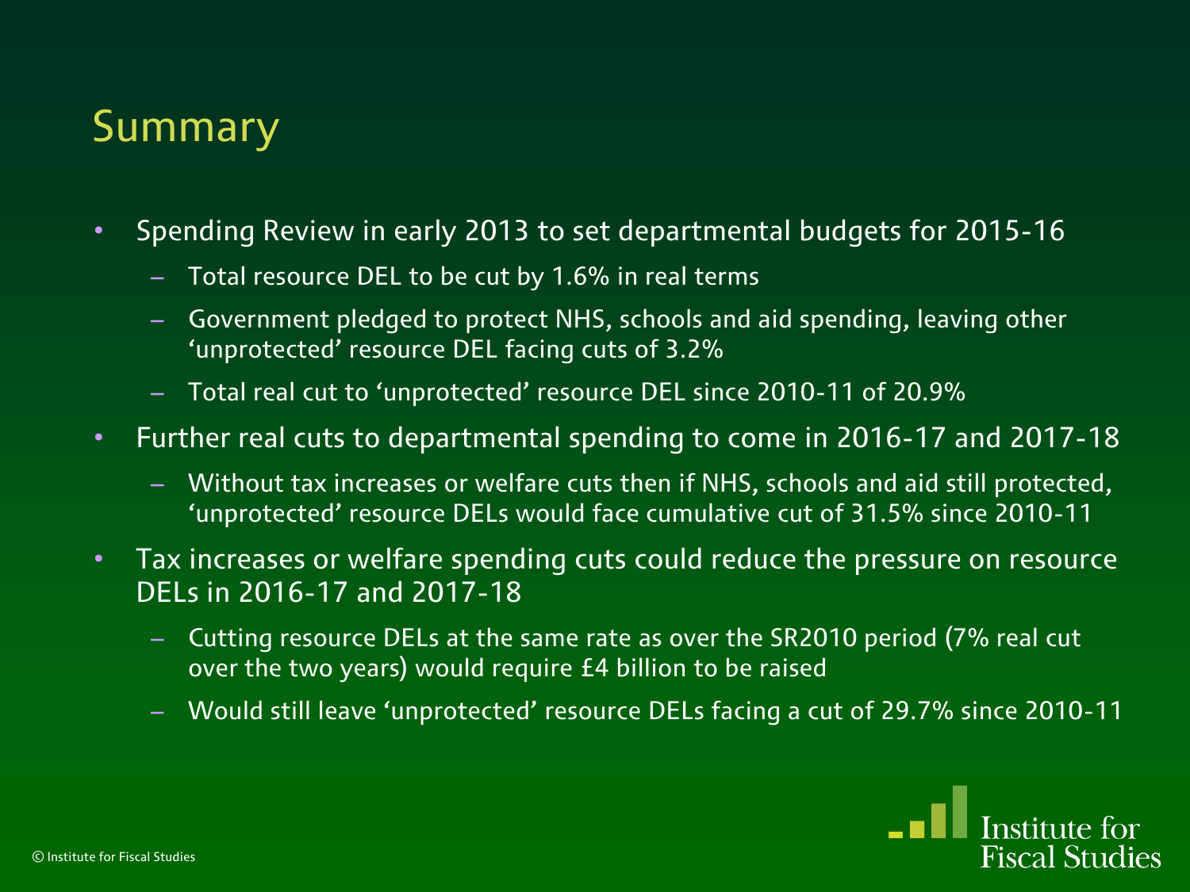# Summary

- Spending Review in early 2013 to set departmental budgets for 2015-16
  - Total resource DEL to be cut by 1.6% in real terms
  - Government pledged to protect NHS, schools and aid spending, leaving other 'unprotected' resource DEL facing cuts of 3.2%
  - Total real cut to 'unprotected' resource DEL since 2010-11 of 20.9%
- Further real cuts to departmental spending to come in 2016-17 and 2017-18
  - Without tax increases or welfare cuts then if NHS, schools and aid still protected, 'unprotected' resource DELs would face cumulative cut of 31.5% since 2010-11
- Tax increases or welfare spending cuts could reduce the pressure on resource DELs in 2016-17 and 2017-18
  - Cutting resource DELs at the same rate as over the SR2010 period (7% real cut over the two years) would require £4 billion to be raised
  - Would still leave 'unprotected' resource DELs facing a cut of 29.7% since 2010-11